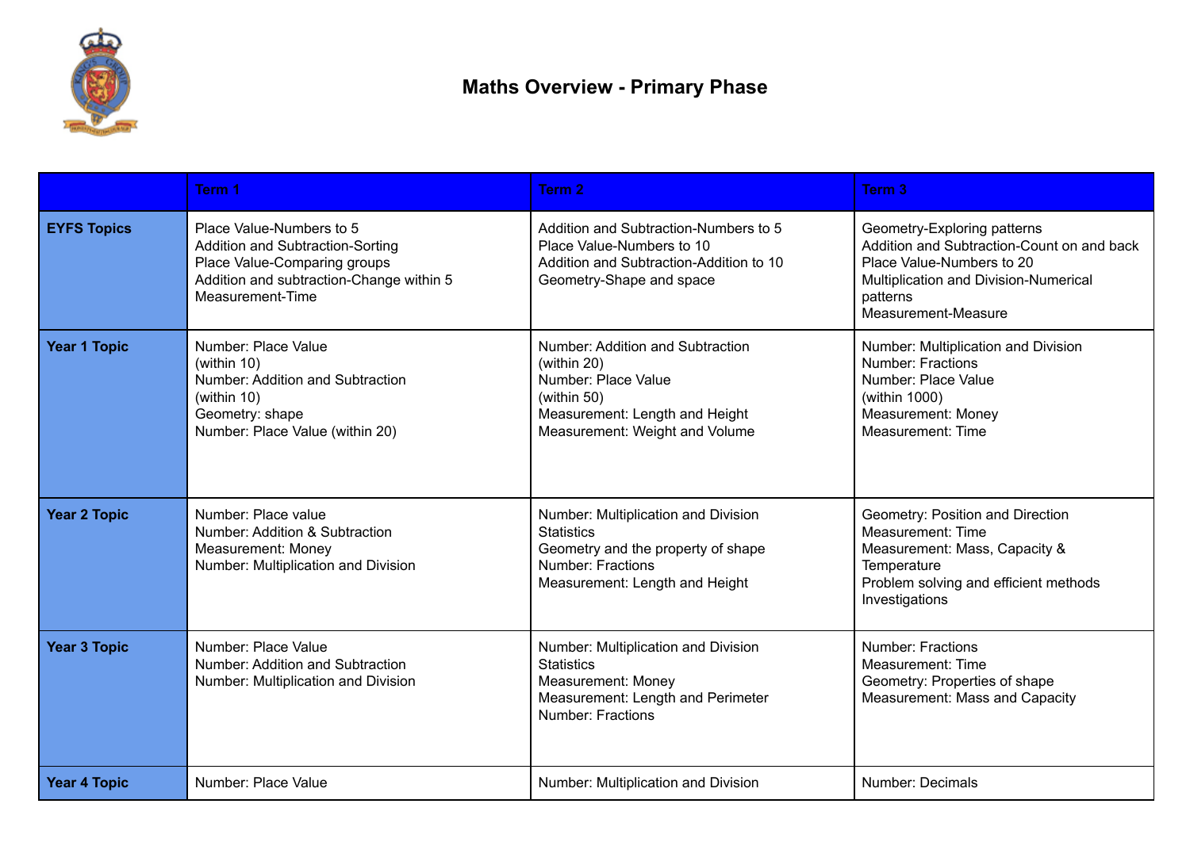# Maths Overview - Primary Phase

| | Term 1 | Term 2 | Term 3 |
|---|---|---|---|
| **EYFS Topics** | Place Value-Numbers to 5<br>Addition and Subtraction-Sorting<br>Place Value-Comparing groups<br>Addition and subtraction-Change within 5<br>Measurement-Time | Addition and Subtraction-Numbers to 5<br>Place Value-Numbers to 10<br>Addition and Subtraction-Addition to 10<br>Geometry-Shape and space | Geometry-Exploring patterns<br>Addition and Subtraction-Count on and back<br>Place Value-Numbers to 20<br>Multiplication and Division-Numerical patterns<br>Measurement-Measure |
| **Year 1 Topic** | Number: Place Value (within 10)<br>Number: Addition and Subtraction (within 10)<br>Geometry: shape<br>Number: Place Value (within 20) | Number: Addition and Subtraction (within 20)<br>Number: Place Value (within 50)<br>Measurement: Length and Height<br>Measurement: Weight and Volume | Number: Multiplication and Division<br>Number: Fractions<br>Number: Place Value (within 1000)<br>Measurement: Money<br>Measurement: Time |
| **Year 2 Topic** | Number: Place value<br>Number: Addition & Subtraction<br>Measurement: Money<br>Number: Multiplication and Division | Number: Multiplication and Division<br>Statistics<br>Geometry and the property of shape<br>Number: Fractions<br>Measurement: Length and Height | Geometry: Position and Direction<br>Measurement: Time<br>Measurement: Mass, Capacity & Temperature<br>Problem solving and efficient methods<br>Investigations |
| **Year 3 Topic** | Number: Place Value<br>Number: Addition and Subtraction<br>Number: Multiplication and Division | Number: Multiplication and Division<br>Statistics<br>Measurement: Money<br>Measurement: Length and Perimeter<br>Number: Fractions | Number: Fractions<br>Measurement: Time<br>Geometry: Properties of shape<br>Measurement: Mass and Capacity |
| **Year 4 Topic** | Number: Place Value | Number: Multiplication and Division | Number: Decimals |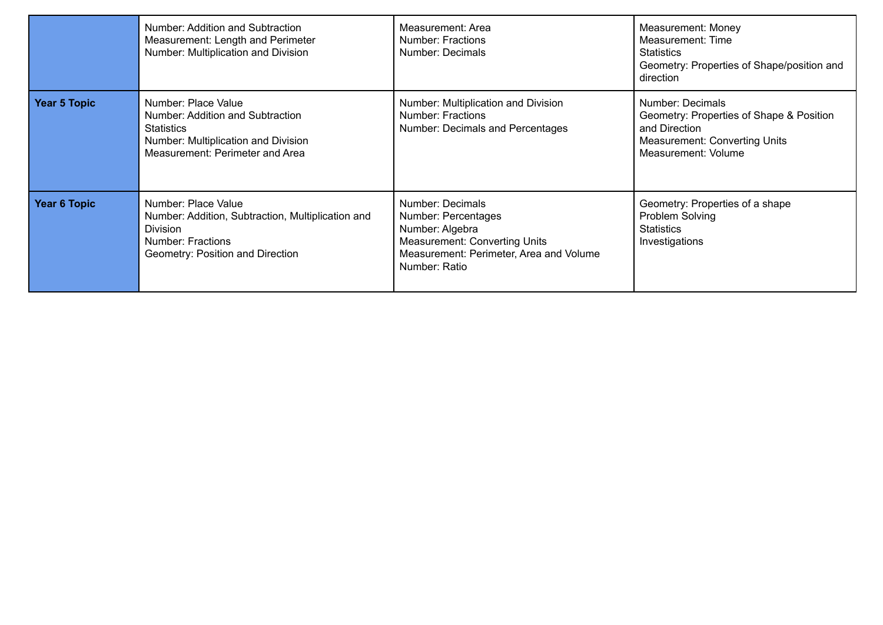| | | | |
|---|---|---|---|
| | Number: Addition and Subtraction<br>Measurement: Length and Perimeter<br>Number: Multiplication and Division | Measurement: Area<br>Number: Fractions<br>Number: Decimals | Measurement: Money<br>Measurement: Time<br>Statistics<br>Geometry: Properties of Shape/position and direction |
| **Year 5 Topic** | Number: Place Value<br>Number: Addition and Subtraction<br>Statistics<br>Number: Multiplication and Division<br>Measurement: Perimeter and Area | Number: Multiplication and Division<br>Number: Fractions<br>Number: Decimals and Percentages | Number: Decimals<br>Geometry: Properties of Shape & Position and Direction<br>Measurement: Converting Units<br>Measurement: Volume |
| **Year 6 Topic** | Number: Place Value<br>Number: Addition, Subtraction, Multiplication and Division<br>Number: Fractions<br>Geometry: Position and Direction | Number: Decimals<br>Number: Percentages<br>Number: Algebra<br>Measurement: Converting Units<br>Measurement: Perimeter, Area and Volume<br>Number: Ratio | Geometry: Properties of a shape<br>Problem Solving<br>Statistics<br>Investigations |